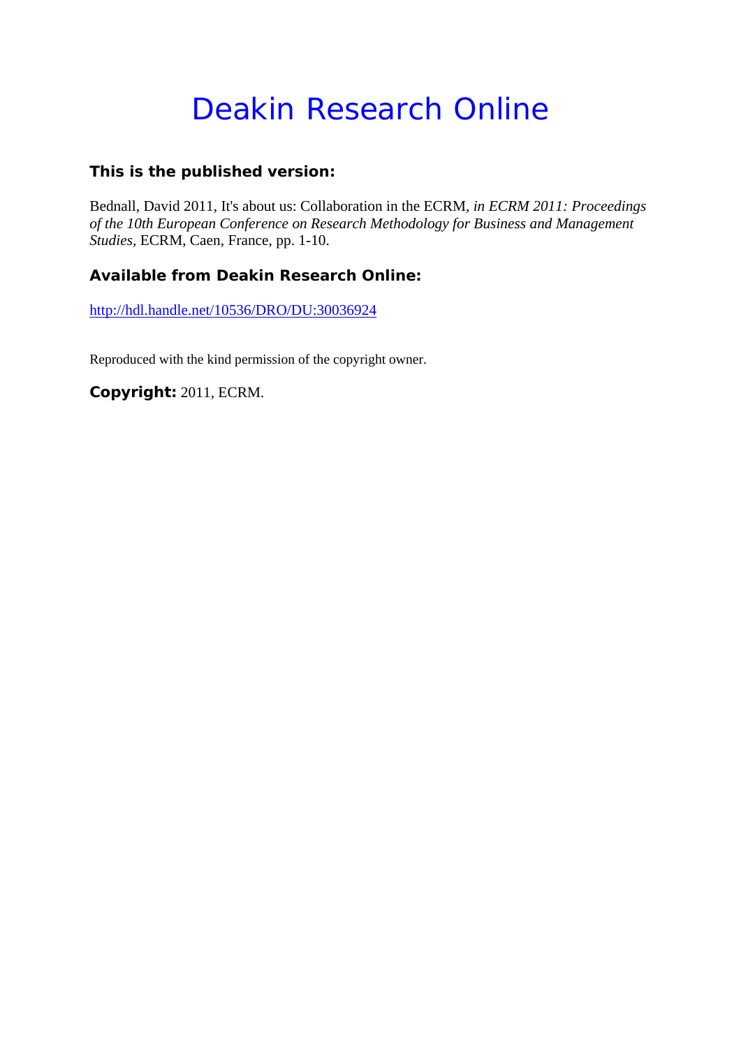# Deakin Research Online

### This is the published version:

Bednall, David 2011, It's about us: Collaboration in the ECRM*, in ECRM 2011: Proceedings of the 10th European Conference on Research Methodology for Business and Management Studies*, ECRM, Caen, France, pp. 1-10.

### Available from Deakin Research Online:

http://hdl.handle.net/10536/DRO/DU:30036924

Reproduced with the kind permission of the copyright owner.

**Copyright:** 2011, ECRM.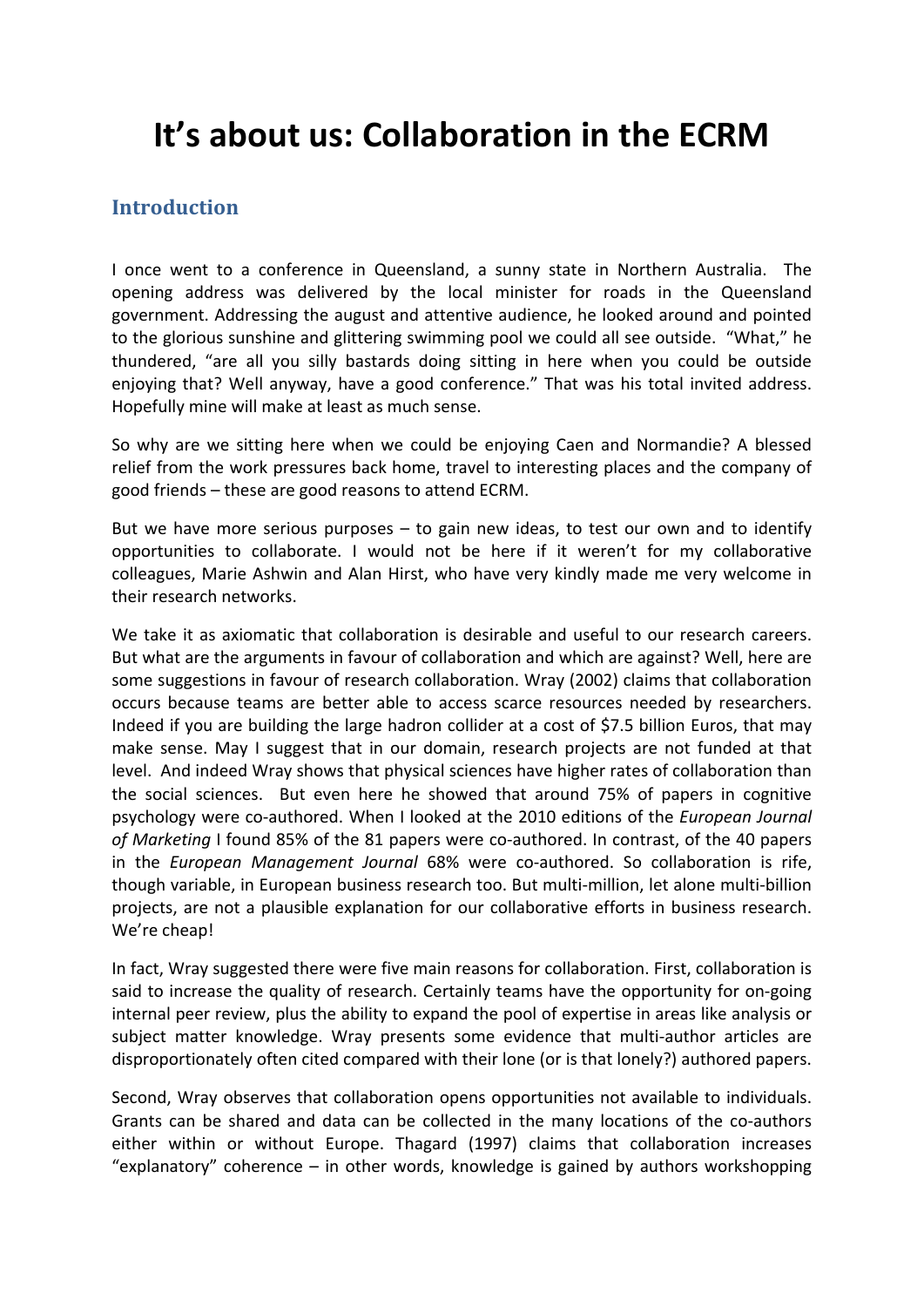# It's about us: Collaboration in the ECRM

## Introduction

I once went to a conference in Queensland, a sunny state in Northern Australia. The opening address was delivered by the local minister for roads in the Queensland government. Addressing the august and attentive audience, he looked around and pointed to the glorious sunshine and glittering swimming pool we could all see outside. "What," he thundered, "are all you silly bastards doing sitting in here when you could be outside enjoying that? Well anyway, have a good conference." That was his total invited address. Hopefully mine will make at least as much sense.

So why are we sitting here when we could be enjoying Caen and Normandie? A blessed relief from the work pressures back home, travel to interesting places and the company of good friends – these are good reasons to attend ECRM.

But we have more serious purposes – to gain new ideas, to test our own and to identify opportunities to collaborate. I would not be here if it weren't for my collaborative colleagues, Marie Ashwin and Alan Hirst, who have very kindly made me very welcome in their research networks.

We take it as axiomatic that collaboration is desirable and useful to our research careers. But what are the arguments in favour of collaboration and which are against? Well, here are some suggestions in favour of research collaboration. Wray (2002) claims that collaboration occurs because teams are better able to access scarce resources needed by researchers. Indeed if you are building the large hadron collider at a cost of $7.5 billion Euros, that may make sense. May I suggest that in our domain, research projects are not funded at that level. And indeed Wray shows that physical sciences have higher rates of collaboration than the social sciences. But even here he showed that around 75% of papers in cognitive psychology were co-authored. When I looked at the 2010 editions of the *European Journal of Marketing* I found 85% of the 81 papers were co-authored. In contrast, of the 40 papers in the *European Management Journal* 68% were co-authored. So collaboration is rife, though variable, in European business research too. But multi-million, let alone multi-billion projects, are not a plausible explanation for our collaborative efforts in business research. We're cheap!

In fact, Wray suggested there were five main reasons for collaboration. First, collaboration is said to increase the quality of research. Certainly teams have the opportunity for on-going internal peer review, plus the ability to expand the pool of expertise in areas like analysis or subject matter knowledge. Wray presents some evidence that multi-author articles are disproportionately often cited compared with their lone (or is that lonely?) authored papers.

Second, Wray observes that collaboration opens opportunities not available to individuals. Grants can be shared and data can be collected in the many locations of the co-authors either within or without Europe. Thagard (1997) claims that collaboration increases "explanatory" coherence – in other words, knowledge is gained by authors workshopping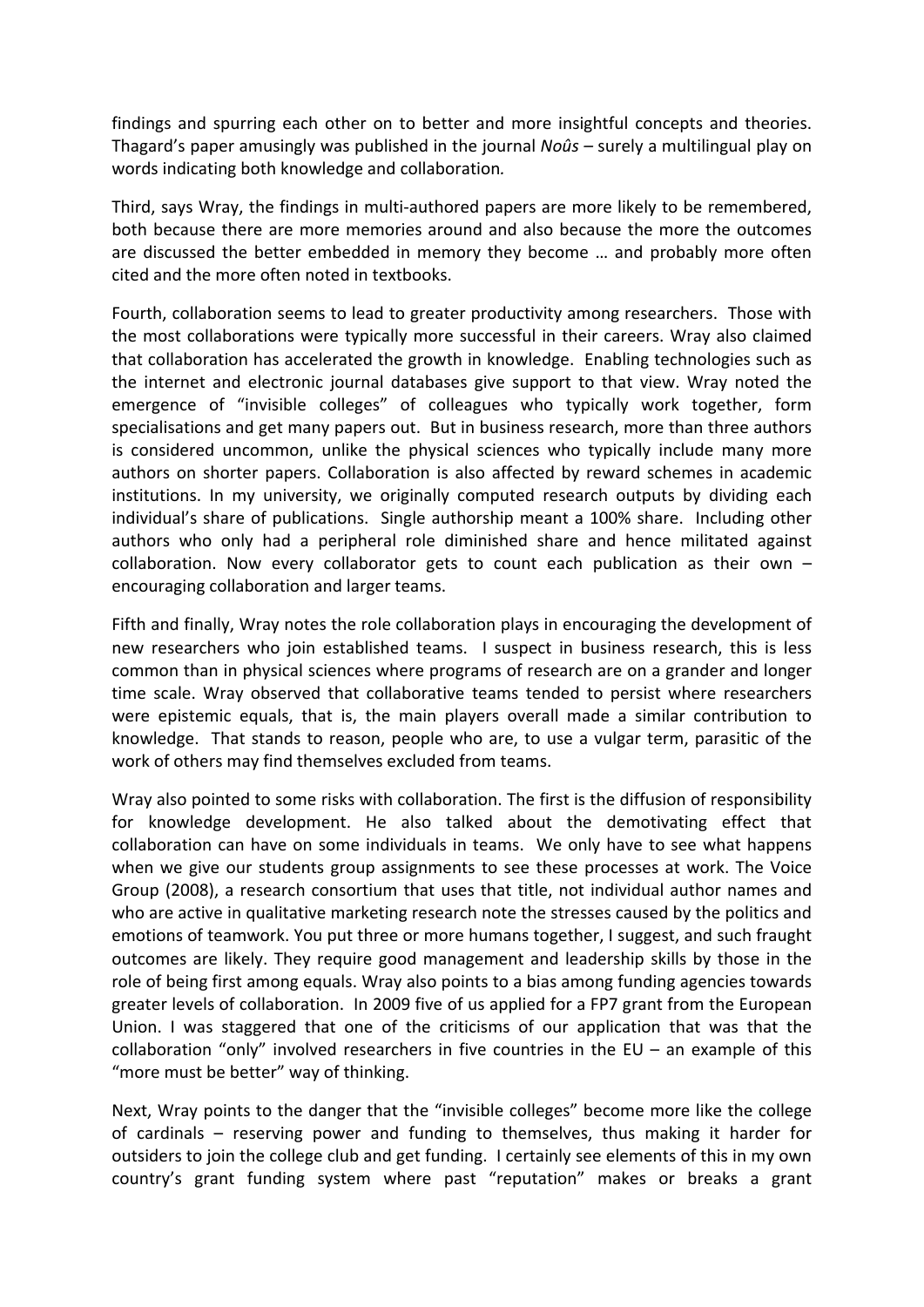findings and spurring each other on to better and more insightful concepts and theories. Thagard's paper amusingly was published in the journal *Noûs* – surely a multilingual play on words indicating both knowledge and collaboration.

Third, says Wray, the findings in multi-authored papers are more likely to be remembered, both because there are more memories around and also because the more the outcomes are discussed the better embedded in memory they become … and probably more often cited and the more often noted in textbooks.

Fourth, collaboration seems to lead to greater productivity among researchers. Those with the most collaborations were typically more successful in their careers. Wray also claimed that collaboration has accelerated the growth in knowledge. Enabling technologies such as the internet and electronic journal databases give support to that view. Wray noted the emergence of "invisible colleges" of colleagues who typically work together, form specialisations and get many papers out. But in business research, more than three authors is considered uncommon, unlike the physical sciences who typically include many more authors on shorter papers. Collaboration is also affected by reward schemes in academic institutions. In my university, we originally computed research outputs by dividing each individual's share of publications. Single authorship meant a 100% share. Including other authors who only had a peripheral role diminished share and hence militated against collaboration. Now every collaborator gets to count each publication as their own – encouraging collaboration and larger teams.

Fifth and finally, Wray notes the role collaboration plays in encouraging the development of new researchers who join established teams. I suspect in business research, this is less common than in physical sciences where programs of research are on a grander and longer time scale. Wray observed that collaborative teams tended to persist where researchers were epistemic equals, that is, the main players overall made a similar contribution to knowledge. That stands to reason, people who are, to use a vulgar term, parasitic of the work of others may find themselves excluded from teams.

Wray also pointed to some risks with collaboration. The first is the diffusion of responsibility for knowledge development. He also talked about the demotivating effect that collaboration can have on some individuals in teams. We only have to see what happens when we give our students group assignments to see these processes at work. The Voice Group (2008), a research consortium that uses that title, not individual author names and who are active in qualitative marketing research note the stresses caused by the politics and emotions of teamwork. You put three or more humans together, I suggest, and such fraught outcomes are likely. They require good management and leadership skills by those in the role of being first among equals. Wray also points to a bias among funding agencies towards greater levels of collaboration. In 2009 five of us applied for a FP7 grant from the European Union. I was staggered that one of the criticisms of our application that was that the collaboration "only" involved researchers in five countries in the EU – an example of this "more must be better" way of thinking.

Next, Wray points to the danger that the "invisible colleges" become more like the college of cardinals – reserving power and funding to themselves, thus making it harder for outsiders to join the college club and get funding. I certainly see elements of this in my own country's grant funding system where past "reputation" makes or breaks a grant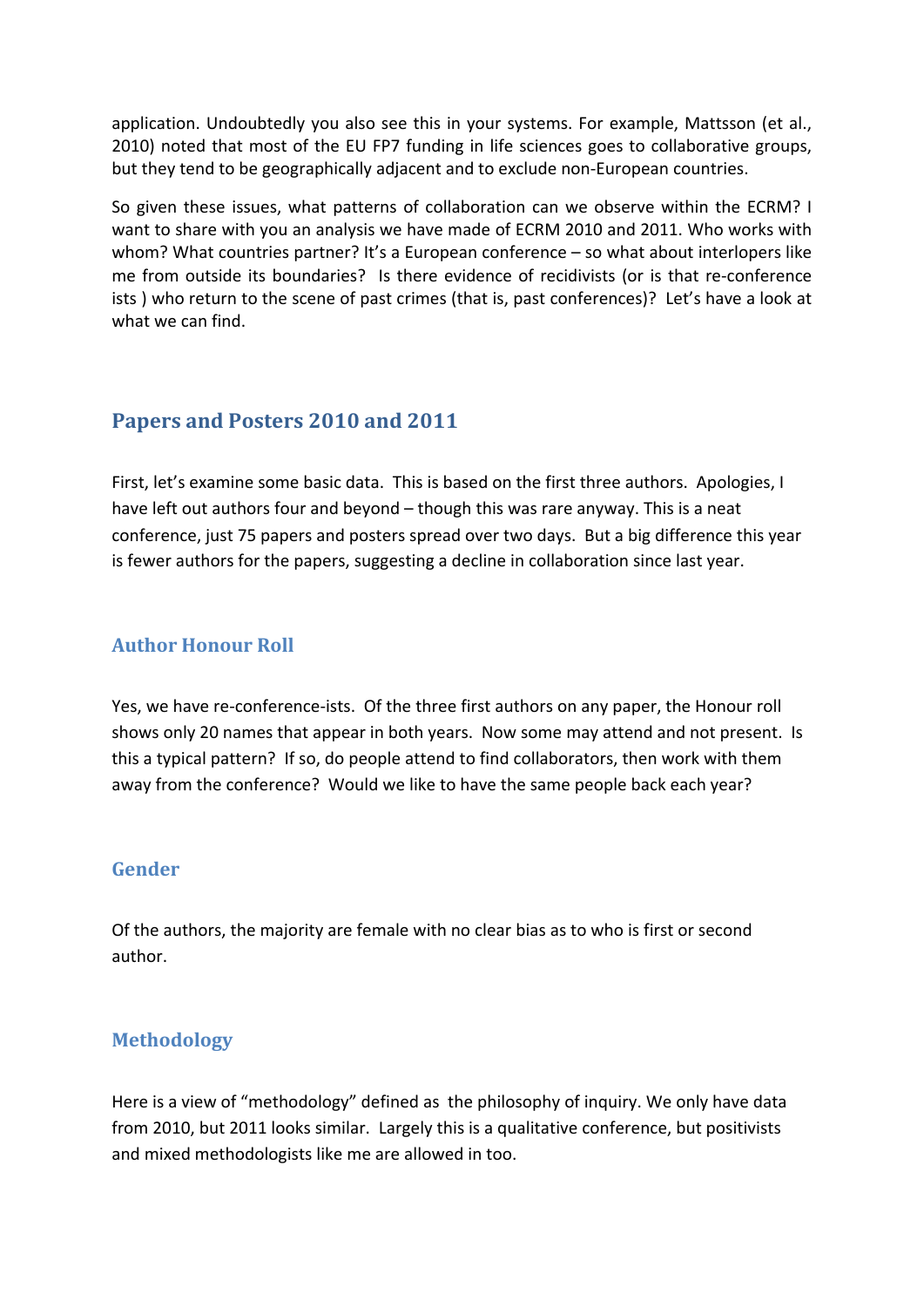application. Undoubtedly you also see this in your systems. For example, Mattsson (et al., 2010) noted that most of the EU FP7 funding in life sciences goes to collaborative groups, but they tend to be geographically adjacent and to exclude non-European countries.

So given these issues, what patterns of collaboration can we observe within the ECRM? I want to share with you an analysis we have made of ECRM 2010 and 2011. Who works with whom? What countries partner? It's a European conference – so what about interlopers like me from outside its boundaries? Is there evidence of recidivists (or is that re-conference ists ) who return to the scene of past crimes (that is, past conferences)? Let's have a look at what we can find.

## Papers and Posters 2010 and 2011

First, let's examine some basic data. This is based on the first three authors. Apologies, I have left out authors four and beyond – though this was rare anyway. This is a neat conference, just 75 papers and posters spread over two days. But a big difference this year is fewer authors for the papers, suggesting a decline in collaboration since last year.

### Author Honour Roll

Yes, we have re-conference-ists. Of the three first authors on any paper, the Honour roll shows only 20 names that appear in both years. Now some may attend and not present. Is this a typical pattern? If so, do people attend to find collaborators, then work with them away from the conference? Would we like to have the same people back each year?

### Gender

Of the authors, the majority are female with no clear bias as to who is first or second author.

### Methodology

Here is a view of "methodology" defined as the philosophy of inquiry. We only have data from 2010, but 2011 looks similar. Largely this is a qualitative conference, but positivists and mixed methodologists like me are allowed in too.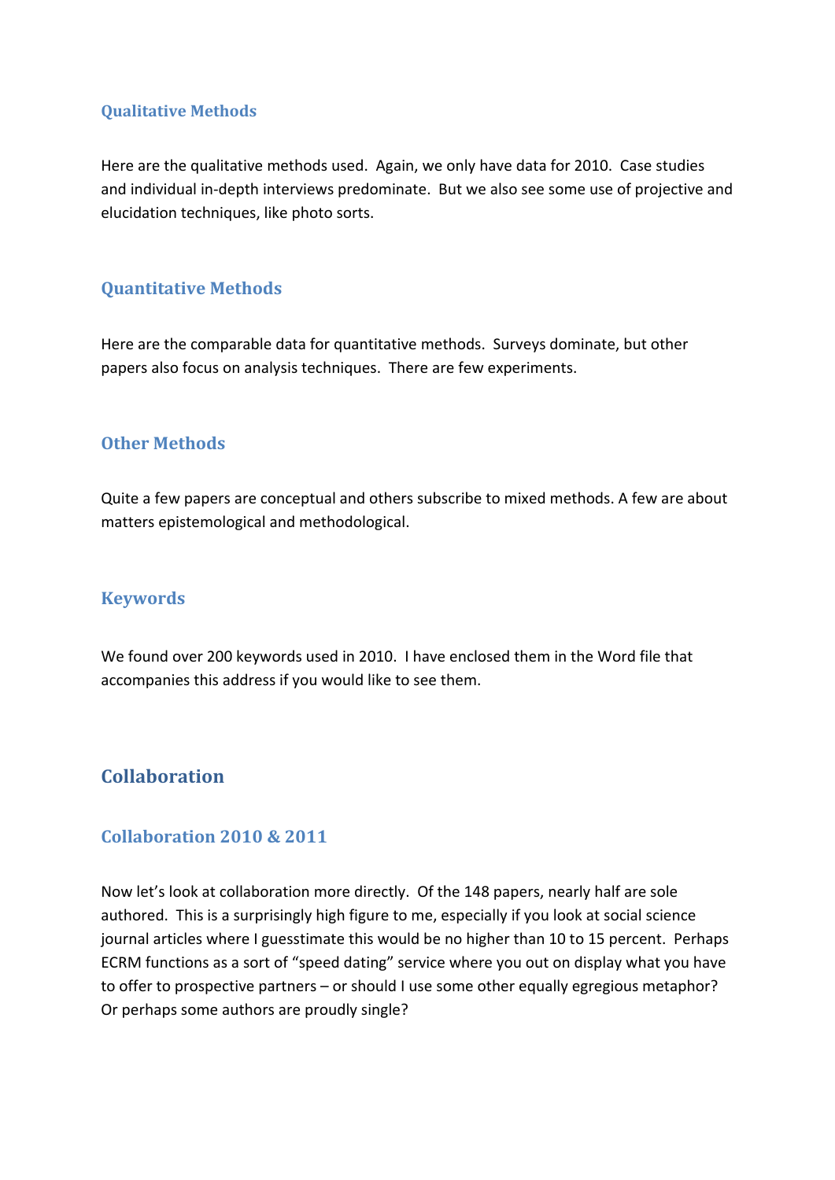### Qualitative Methods

Here are the qualitative methods used. Again, we only have data for 2010. Case studies and individual in-depth interviews predominate. But we also see some use of projective and elucidation techniques, like photo sorts.

### Quantitative Methods

Here are the comparable data for quantitative methods. Surveys dominate, but other papers also focus on analysis techniques. There are few experiments.

### Other Methods

Quite a few papers are conceptual and others subscribe to mixed methods. A few are about matters epistemological and methodological.

### Keywords

We found over 200 keywords used in 2010. I have enclosed them in the Word file that accompanies this address if you would like to see them.

## Collaboration

### Collaboration 2010 & 2011

Now let's look at collaboration more directly. Of the 148 papers, nearly half are sole authored. This is a surprisingly high figure to me, especially if you look at social science journal articles where I guesstimate this would be no higher than 10 to 15 percent. Perhaps ECRM functions as a sort of "speed dating" service where you out on display what you have to offer to prospective partners – or should I use some other equally egregious metaphor? Or perhaps some authors are proudly single?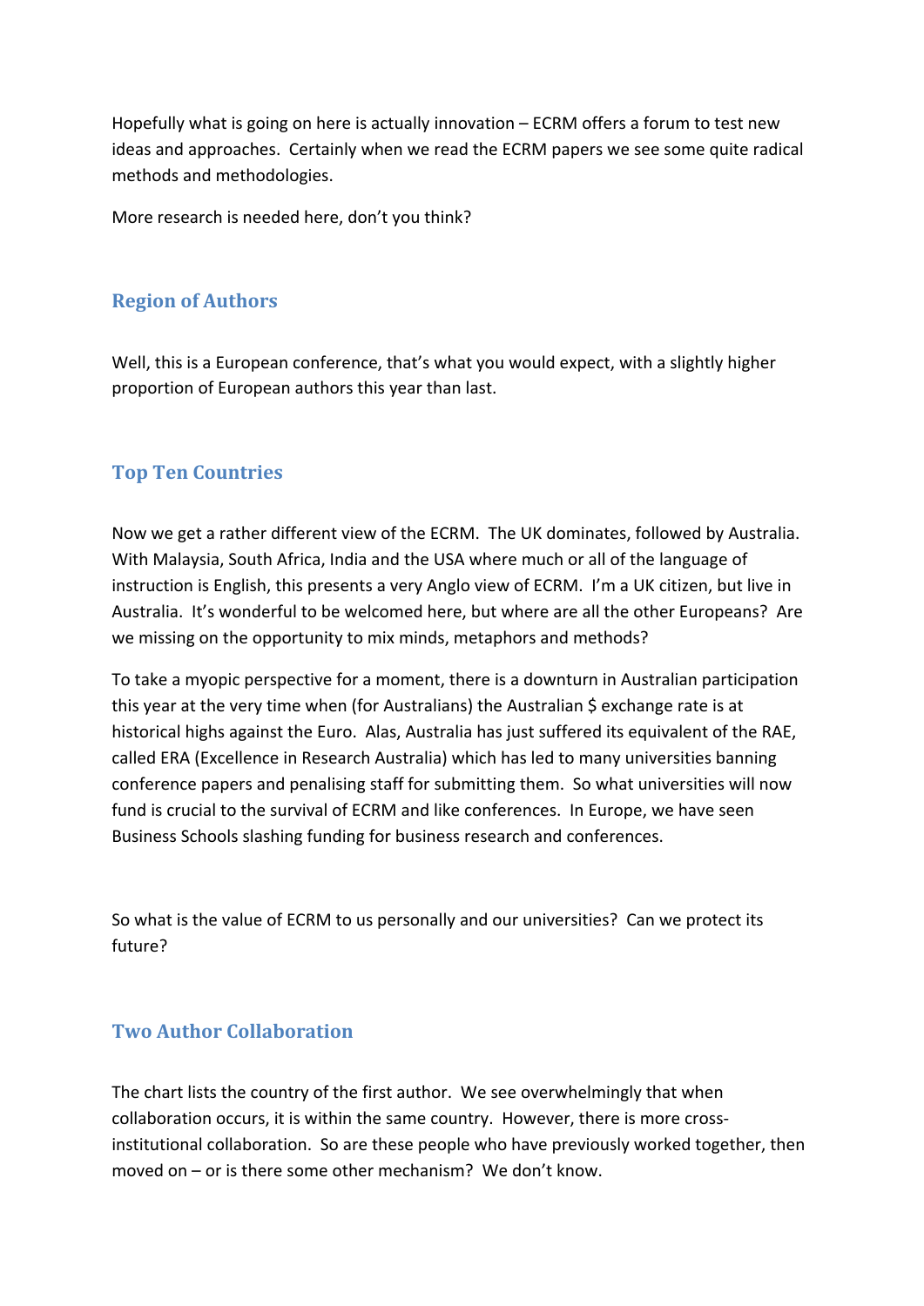Hopefully what is going on here is actually innovation – ECRM offers a forum to test new ideas and approaches. Certainly when we read the ECRM papers we see some quite radical methods and methodologies.

More research is needed here, don't you think?

## Region of Authors

Well, this is a European conference, that's what you would expect, with a slightly higher proportion of European authors this year than last.

## Top Ten Countries

Now we get a rather different view of the ECRM. The UK dominates, followed by Australia. With Malaysia, South Africa, India and the USA where much or all of the language of instruction is English, this presents a very Anglo view of ECRM. I'm a UK citizen, but live in Australia. It's wonderful to be welcomed here, but where are all the other Europeans? Are we missing on the opportunity to mix minds, metaphors and methods?

To take a myopic perspective for a moment, there is a downturn in Australian participation this year at the very time when (for Australians) the Australian $ exchange rate is at historical highs against the Euro. Alas, Australia has just suffered its equivalent of the RAE, called ERA (Excellence in Research Australia) which has led to many universities banning conference papers and penalising staff for submitting them. So what universities will now fund is crucial to the survival of ECRM and like conferences. In Europe, we have seen Business Schools slashing funding for business research and conferences.

So what is the value of ECRM to us personally and our universities? Can we protect its future?

## Two Author Collaboration

The chart lists the country of the first author. We see overwhelmingly that when collaboration occurs, it is within the same country. However, there is more cross-institutional collaboration. So are these people who have previously worked together, then moved on – or is there some other mechanism? We don't know.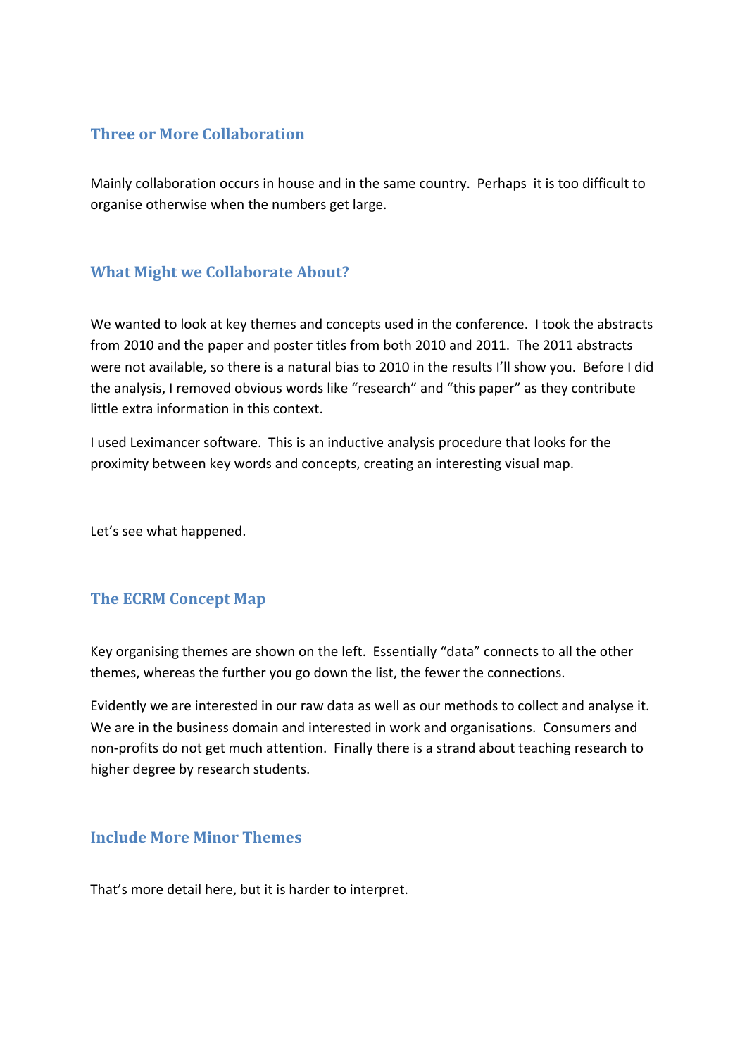## Three or More Collaboration

Mainly collaboration occurs in house and in the same country. Perhaps it is too difficult to organise otherwise when the numbers get large.

## What Might we Collaborate About?

We wanted to look at key themes and concepts used in the conference. I took the abstracts from 2010 and the paper and poster titles from both 2010 and 2011. The 2011 abstracts were not available, so there is a natural bias to 2010 in the results I'll show you. Before I did the analysis, I removed obvious words like "research" and "this paper" as they contribute little extra information in this context.

I used Leximancer software. This is an inductive analysis procedure that looks for the proximity between key words and concepts, creating an interesting visual map.

Let's see what happened.

## The ECRM Concept Map

Key organising themes are shown on the left. Essentially "data" connects to all the other themes, whereas the further you go down the list, the fewer the connections.

Evidently we are interested in our raw data as well as our methods to collect and analyse it. We are in the business domain and interested in work and organisations. Consumers and non-profits do not get much attention. Finally there is a strand about teaching research to higher degree by research students.

## Include More Minor Themes

That's more detail here, but it is harder to interpret.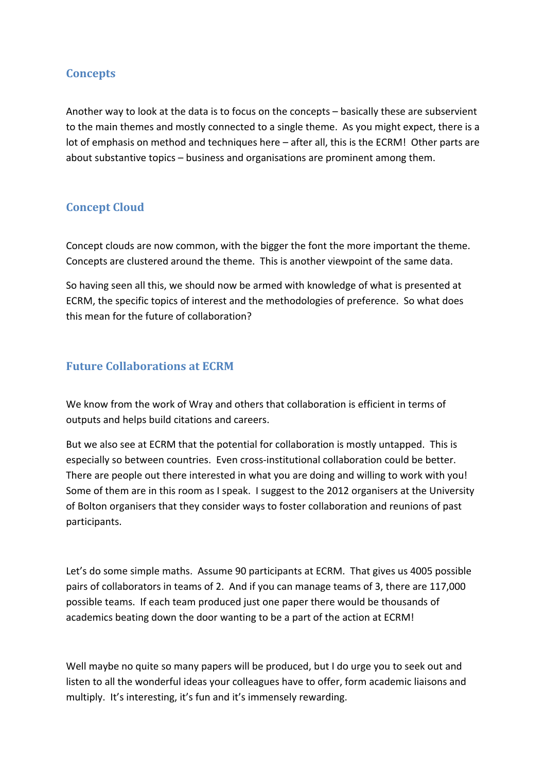## Concepts

Another way to look at the data is to focus on the concepts – basically these are subservient to the main themes and mostly connected to a single theme. As you might expect, there is a lot of emphasis on method and techniques here – after all, this is the ECRM! Other parts are about substantive topics – business and organisations are prominent among them.

## Concept Cloud

Concept clouds are now common, with the bigger the font the more important the theme. Concepts are clustered around the theme. This is another viewpoint of the same data.

So having seen all this, we should now be armed with knowledge of what is presented at ECRM, the specific topics of interest and the methodologies of preference. So what does this mean for the future of collaboration?

## Future Collaborations at ECRM

We know from the work of Wray and others that collaboration is efficient in terms of outputs and helps build citations and careers.

But we also see at ECRM that the potential for collaboration is mostly untapped. This is especially so between countries. Even cross-institutional collaboration could be better. There are people out there interested in what you are doing and willing to work with you! Some of them are in this room as I speak. I suggest to the 2012 organisers at the University of Bolton organisers that they consider ways to foster collaboration and reunions of past participants.

Let's do some simple maths. Assume 90 participants at ECRM. That gives us 4005 possible pairs of collaborators in teams of 2. And if you can manage teams of 3, there are 117,000 possible teams. If each team produced just one paper there would be thousands of academics beating down the door wanting to be a part of the action at ECRM!

Well maybe no quite so many papers will be produced, but I do urge you to seek out and listen to all the wonderful ideas your colleagues have to offer, form academic liaisons and multiply. It's interesting, it's fun and it's immensely rewarding.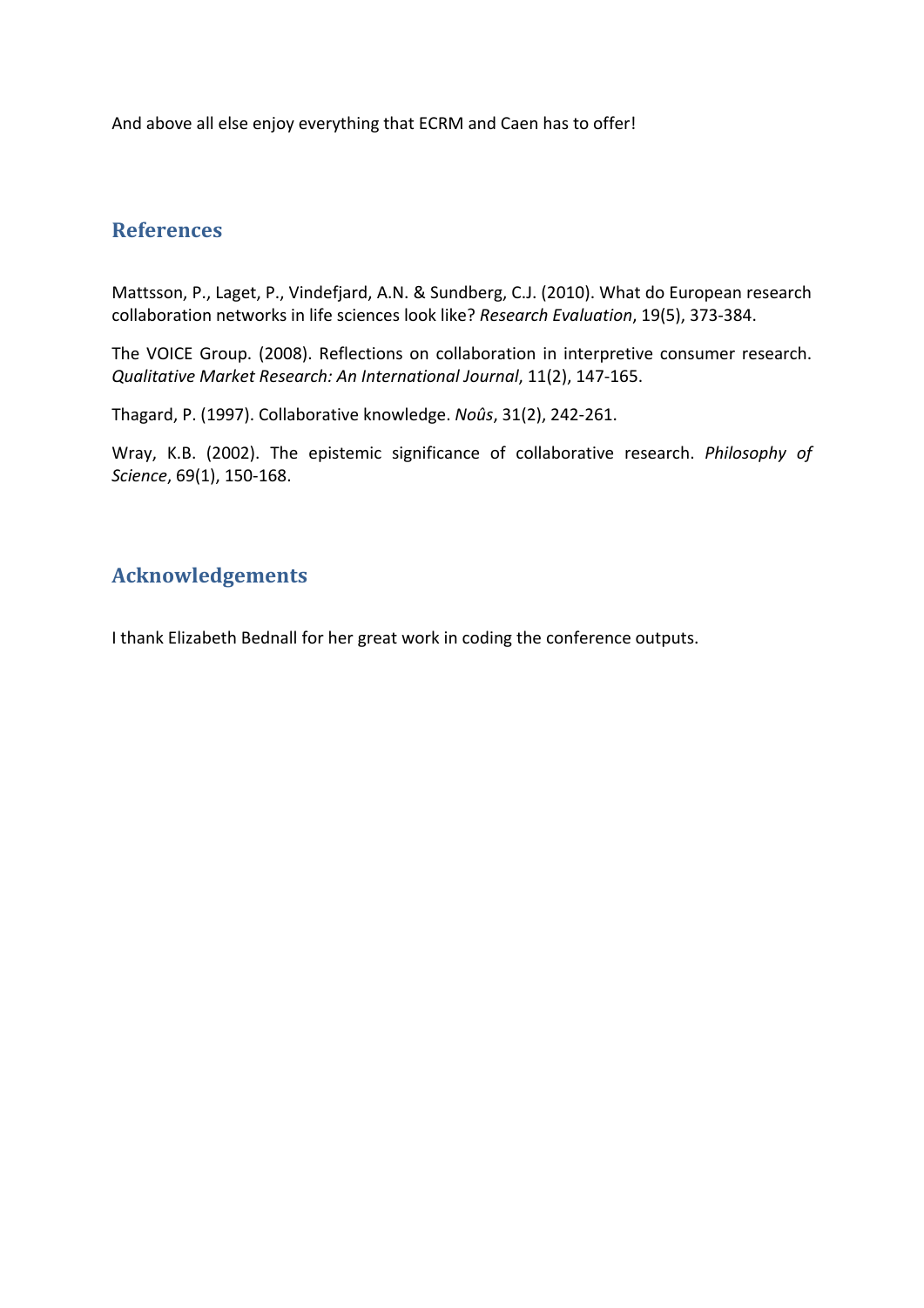And above all else enjoy everything that ECRM and Caen has to offer!

## References

Mattsson, P., Laget, P., Vindefjard, A.N. & Sundberg, C.J. (2010). What do European research collaboration networks in life sciences look like? *Research Evaluation*, 19(5), 373-384.

The VOICE Group. (2008). Reflections on collaboration in interpretive consumer research. *Qualitative Market Research: An International Journal*, 11(2), 147-165.

Thagard, P. (1997). Collaborative knowledge. *Noûs*, 31(2), 242-261.

Wray, K.B. (2002). The epistemic significance of collaborative research. *Philosophy of Science*, 69(1), 150-168.

## Acknowledgements

I thank Elizabeth Bednall for her great work in coding the conference outputs.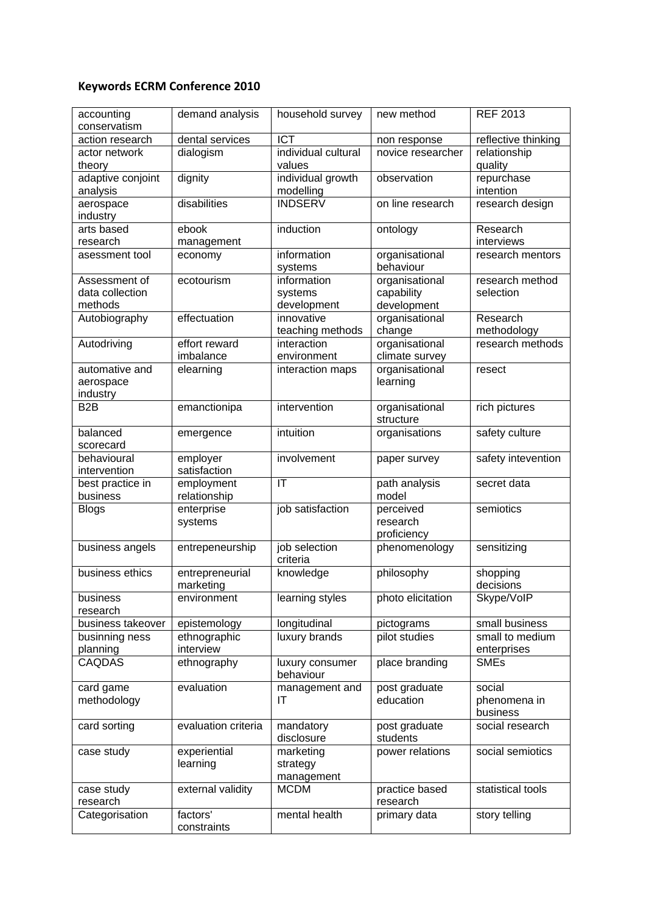**Keywords ECRM Conference 2010**

| accounting conservatism | demand analysis | household survey | new method | REF 2013 |
|---|---|---|---|---|
| action research | dental services | ICT | non response | reflective thinking |
| actor network theory | dialogism | individual cultural values | novice researcher | relationship quality |
| adaptive conjoint analysis | dignity | individual growth modelling | observation | repurchase intention |
| aerospace industry | disabilities | INDSERV | on line research | research design |
| arts based research | ebook management | induction | ontology | Research interviews |
| asessment tool | economy | information systems | organisational behaviour | research mentors |
| Assessment of data collection methods | ecotourism | information systems development | organisational capability development | research method selection |
| Autobiography | effectuation | innovative teaching methods | organisational change | Research methodology |
| Autodriving | effort reward imbalance | interaction environment | organisational climate survey | research methods |
| automative and aerospace industry | elearning | interaction maps | organisational learning | resect |
| B2B | emanctionipa | intervention | organisational structure | rich pictures |
| balanced scorecard | emergence | intuition | organisations | safety culture |
| behavioural intervention | employer satisfaction | involvement | paper survey | safety intevention |
| best practice in business | employment relationship | IT | path analysis model | secret data |
| Blogs | enterprise systems | job satisfaction | perceived research proficiency | semiotics |
| business angels | entrepeneurship | job selection criteria | phenomenology | sensitizing |
| business ethics | entrepreneurial marketing | knowledge | philosophy | shopping decisions |
| business research | environment | learning styles | photo elicitation | Skype/VoIP |
| business takeover | epistemology | longitudinal | pictograms | small business |
| businning ness planning | ethnographic interview | luxury brands | pilot studies | small to medium enterprises |
| CAQDAS | ethnography | luxury consumer behaviour | place branding | SMEs |
| card game methodology | evaluation | management and IT | post graduate education | social phenomena in business |
| card sorting | evaluation criteria | mandatory disclosure | post graduate students | social research |
| case study | experiential learning | marketing strategy management | power relations | social semiotics |
| case study research | external validity | MCDM | practice based research | statistical tools |
| Categorisation | factors' constraints | mental health | primary data | story telling |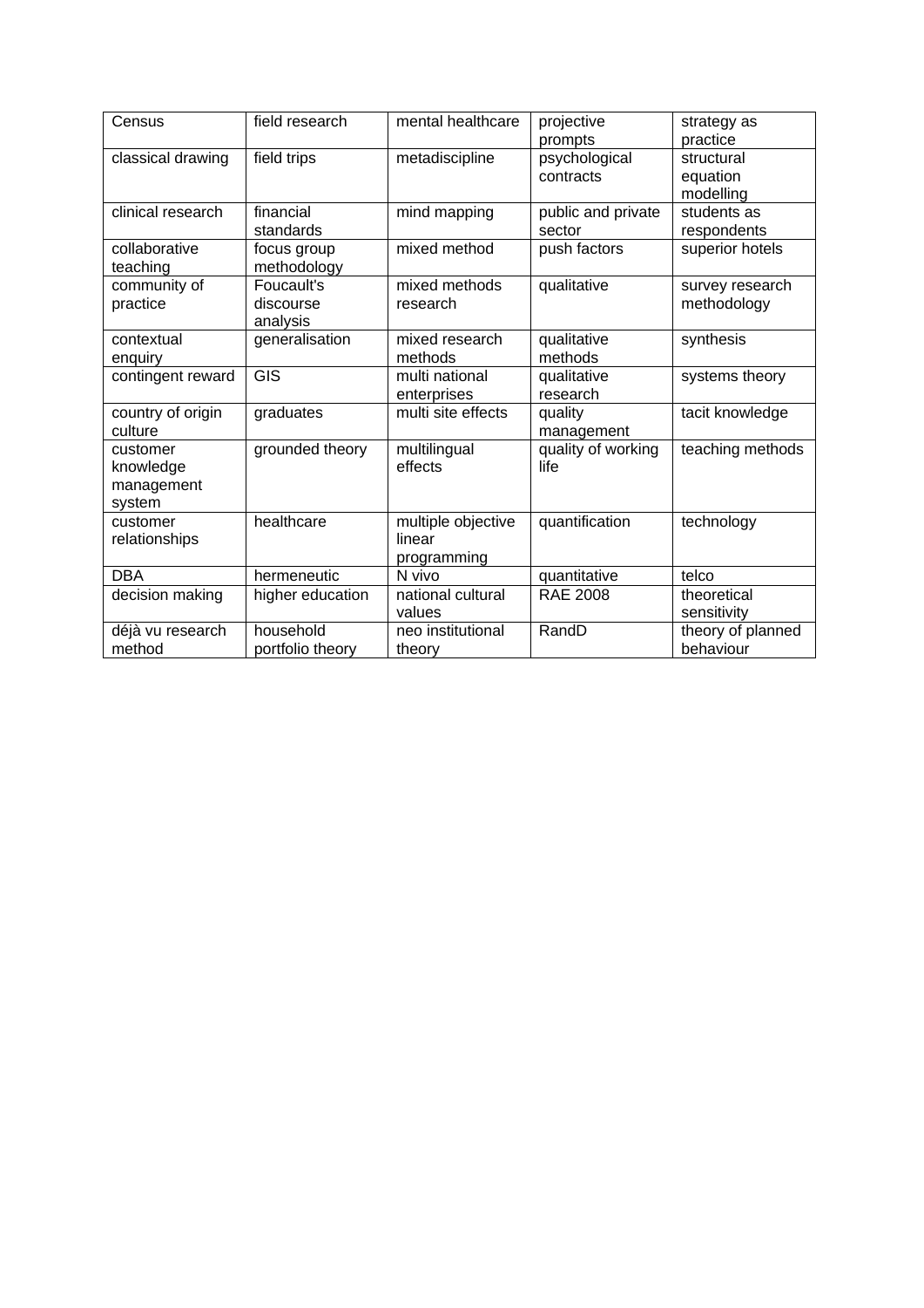| | | | | |
|---|---|---|---|---|
| Census | field research | mental healthcare | projective prompts | strategy as practice |
| classical drawing | field trips | metadiscipline | psychological contracts | structural equation modelling |
| clinical research | financial standards | mind mapping | public and private sector | students as respondents |
| collaborative teaching | focus group methodology | mixed method | push factors | superior hotels |
| community of practice | Foucault's discourse analysis | mixed methods research | qualitative | survey research methodology |
| contextual enquiry | generalisation | mixed research methods | qualitative methods | synthesis |
| contingent reward | GIS | multi national enterprises | qualitative research | systems theory |
| country of origin culture | graduates | multi site effects | quality management | tacit knowledge |
| customer knowledge management system | grounded theory | multilingual effects | quality of working life | teaching methods |
| customer relationships | healthcare | multiple objective linear programming | quantification | technology |
| DBA | hermeneutic | N vivo | quantitative | telco |
| decision making | higher education | national cultural values | RAE 2008 | theoretical sensitivity |
| déjà vu research method | household portfolio theory | neo institutional theory | RandD | theory of planned behaviour |